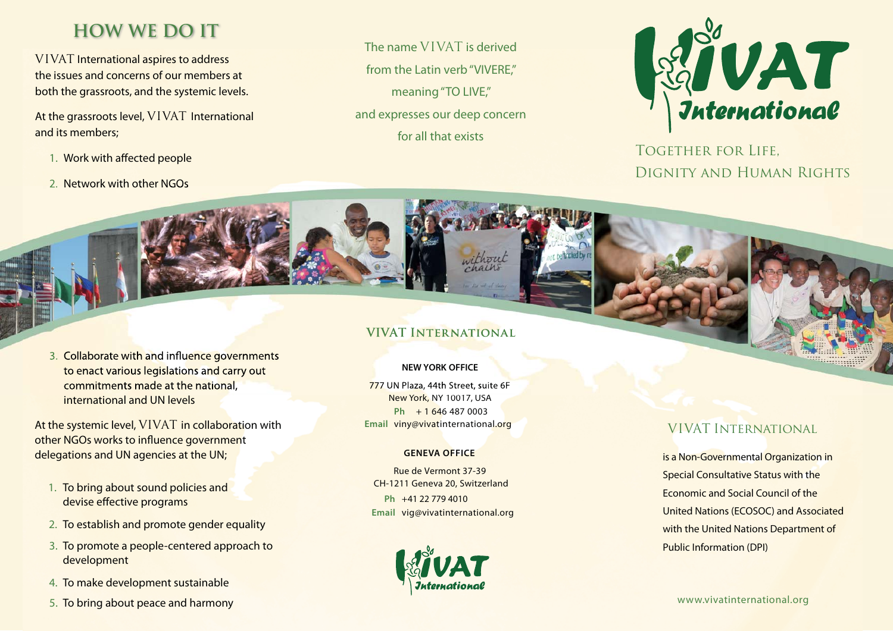## HOW WE DO IT

VIVAT International aspires to address the issues and concerns of our members at both the grassroots, and the systemic levels.

At the grassroots level, VIVAT International and its members;

1. Work with affected people
2. Network with other NGOs
3. Collaborate with and influence governments to enact various legislations and carry out commitments made at the national, international and UN levels

At the systemic level, VIVAT in collaboration with other NGOs works to influence government delegations and UN agencies at the UN;

1. To bring about sound policies and devise effective programs
2. To establish and promote gender equality
3. To promote a people-centered approach to development
4. To make development sustainable
5. To bring about peace and harmony

The name VIVAT is derived from the Latin verb "VIVERE," meaning "TO LIVE," and expresses our deep concern for all that exists

## VIVAT International

**NEW YORK OFFICE**

777 UN Plaza, 44th Street, suite 6F
New York, NY 10017, USA
**Ph** + 1 646 487 0003
**Email** viny@vivatinternational.org

**GENEVA OFFICE**

Rue de Vermont 37-39
CH-1211 Geneva 20, Switzerland
**Ph** +41 22 779 4010
**Email** vig@vivatinternational.org

# VIVAT International

Together for Life, Dignity and Human Rights

## VIVAT International

is a Non-Governmental Organization in Special Consultative Status with the Economic and Social Council of the United Nations (ECOSOC) and Associated with the United Nations Department of Public Information (DPI)

www.vivatinternational.org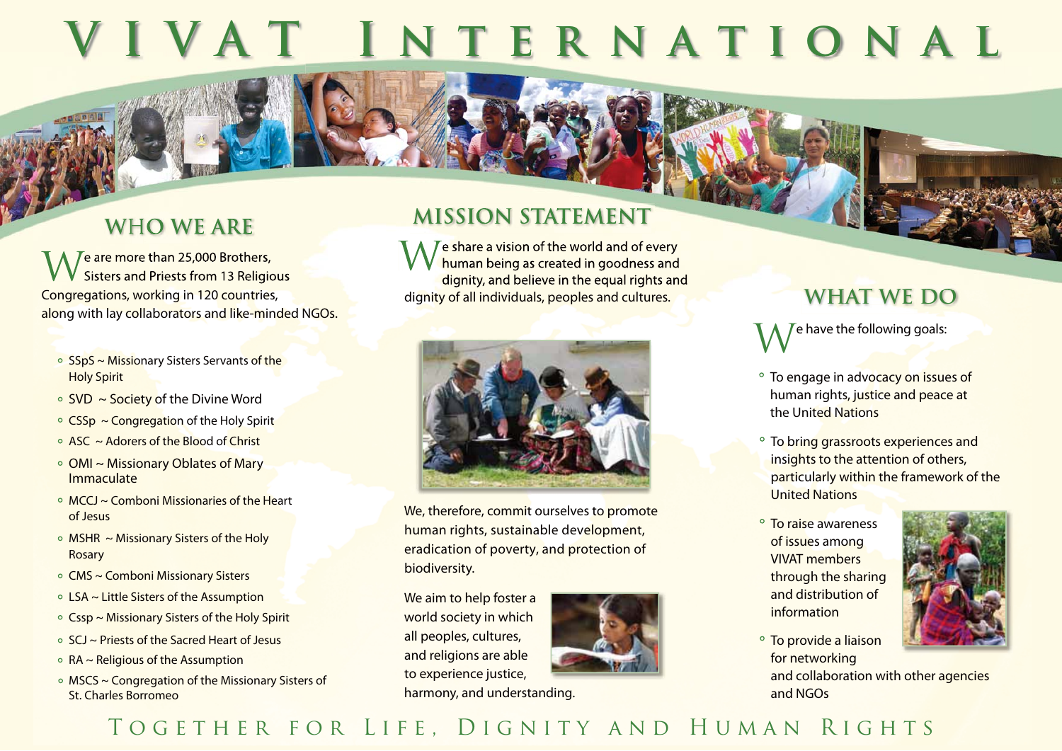# VIVAT INTERNATIONAL

## WHO WE ARE

We are more than 25,000 Brothers, Sisters and Priests from 13 Religious Congregations, working in 120 countries, along with lay collaborators and like-minded NGOs.

- SSpS ~ Missionary Sisters Servants of the Holy Spirit
- SVD ~ Society of the Divine Word
- CSSp ~ Congregation of the Holy Spirit
- ASC ~ Adorers of the Blood of Christ
- OMI ~ Missionary Oblates of Mary Immaculate
- MCCJ ~ Comboni Missionaries of the Heart of Jesus
- MSHR ~ Missionary Sisters of the Holy Rosary
- CMS ~ Comboni Missionary Sisters
- LSA ~ Little Sisters of the Assumption
- Cssp ~ Missionary Sisters of the Holy Spirit
- SCJ ~ Priests of the Sacred Heart of Jesus
- RA ~ Religious of the Assumption
- MSCS ~ Congregation of the Missionary Sisters of St. Charles Borromeo

## MISSION STATEMENT

We share a vision of the world and of every human being as created in goodness and dignity, and believe in the equal rights and dignity of all individuals, peoples and cultures.

We, therefore, commit ourselves to promote human rights, sustainable development, eradication of poverty, and protection of biodiversity.

We aim to help foster a world society in which all peoples, cultures, and religions are able to experience justice, harmony, and understanding.

## WHAT WE DO

We have the following goals:

- To engage in advocacy on issues of human rights, justice and peace at the United Nations
- To bring grassroots experiences and insights to the attention of others, particularly within the framework of the United Nations
- To raise awareness of issues among VIVAT members through the sharing and distribution of information
- To provide a liaison for networking and collaboration with other agencies and NGOs

TOGETHER FOR LIFE, DIGNITY AND HUMAN RIGHTS